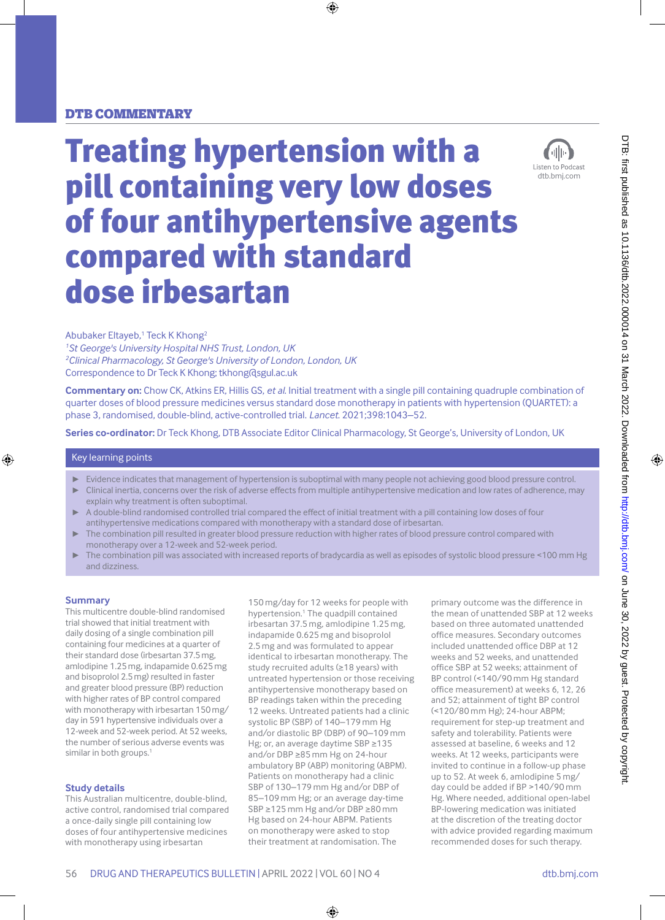DTB COMMENTARY

# Treating hypertension with a pill containing very low doses of four antihypertensive agents compared with standard dose irbesartan

Abubaker Eltayeb,[1] Teck K Khong[2]

[1]*St George's University Hospital NHS Trust, London, UK*

[2]*Clinical Pharmacology, St George's University of London, London, UK*

Correspondence to Dr Teck K Khong; tkhong@sgul.ac.uk

**Commentary on:** Chow CK, Atkins ER, Hillis GS, *et al.* Initial treatment with a single pill containing quadruple combination of quarter doses of blood pressure medicines versus standard dose monotherapy in patients with hypertension (QUARTET): a phase 3, randomised, double-blind, active-controlled trial. *Lancet.* 2021;398:1043–52.

**Series co-ordinator:** Dr Teck Khong, DTB Associate Editor Clinical Pharmacology, St George's, University of London, UK

## Key learning points

- Evidence indicates that management of hypertension is suboptimal with many people not achieving good blood pressure control.
- Clinical inertia, concerns over the risk of adverse effects from multiple antihypertensive medication and low rates of adherence, may explain why treatment is often suboptimal.
- A double-blind randomised controlled trial compared the effect of initial treatment with a pill containing low doses of four antihypertensive medications compared with monotherapy with a standard dose of irbesartan.
- The combination pill resulted in greater blood pressure reduction with higher rates of blood pressure control compared with monotherapy over a 12-week and 52-week period.
- The combination pill was associated with increased reports of bradycardia as well as episodes of systolic blood pressure <100 mm Hg and dizziness.

## Summary

This multicentre double-blind randomised trial showed that initial treatment with daily dosing of a single combination pill containing four medicines at a quarter of their standard dose (irbesartan 37.5 mg, amlodipine 1.25 mg, indapamide 0.625 mg and bisoprolol 2.5 mg) resulted in faster and greater blood pressure (BP) reduction with higher rates of BP control compared with monotherapy with irbesartan 150 mg/day in 591 hypertensive individuals over a 12-week and 52-week period. At 52 weeks, the number of serious adverse events was similar in both groups.[1]

## Study details

This Australian multicentre, double-blind, active control, randomised trial compared a once-daily single pill containing low doses of four antihypertensive medicines with monotherapy using irbesartan 150 mg/day for 12 weeks for people with hypertension.[1] The quadpill contained irbesartan 37.5 mg, amlodipine 1.25 mg, indapamide 0.625 mg and bisoprolol 2.5 mg and was formulated to appear identical to irbesartan monotherapy. The study recruited adults (≥18 years) with untreated hypertension or those receiving antihypertensive monotherapy based on BP readings taken within the preceding 12 weeks. Untreated patients had a clinic systolic BP (SBP) of 140–179 mm Hg and/or diastolic BP (DBP) of 90–109 mm Hg; or, an average daytime SBP ≥135 and/or DBP ≥85 mm Hg on 24-hour ambulatory BP (ABP) monitoring (ABPM). Patients on monotherapy had a clinic SBP of 130–179 mm Hg and/or DBP of 85–109 mm Hg; or an average day-time SBP ≥125 mm Hg and/or DBP ≥80 mm Hg based on 24-hour ABPM. Patients on monotherapy were asked to stop their treatment at randomisation. The primary outcome was the difference in the mean of unattended SBP at 12 weeks based on three automated unattended office measures. Secondary outcomes included unattended office DBP at 12 weeks and 52 weeks, and unattended office SBP at 52 weeks; attainment of BP control (<140/90 mm Hg standard office measurement) at weeks 6, 12, 26 and 52; attainment of tight BP control (<120/80 mm Hg); 24-hour ABPM; requirement for step-up treatment and safety and tolerability. Patients were assessed at baseline, 6 weeks and 12 weeks. At 12 weeks, participants were invited to continue in a follow-up phase up to 52. At week 6, amlodipine 5 mg/day could be added if BP >140/90 mm Hg. Where needed, additional open-label BP-lowering medication was initiated at the discretion of the treating doctor with advice provided regarding maximum recommended doses for such therapy.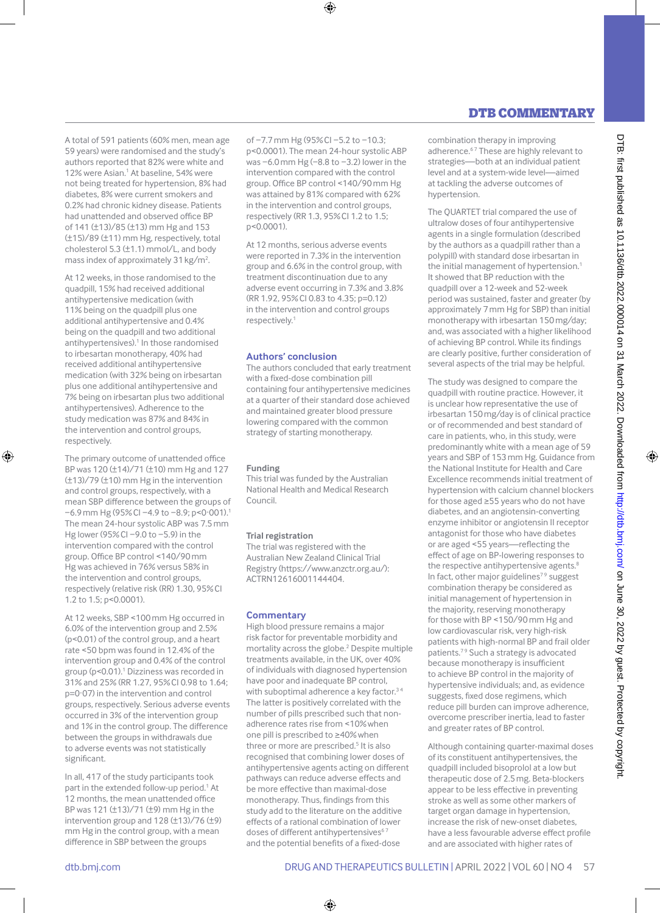A total of 591 patients (60% men, mean age 59 years) were randomised and the study's authors reported that 82% were white and 12% were Asian.[1] At baseline, 54% were not being treated for hypertension, 8% had diabetes, 8% were current smokers and 0.2% had chronic kidney disease. Patients had unattended and observed office BP of 141 (±13)/85 (±13) mm Hg and 153 (±15)/89 (±11) mm Hg, respectively, total cholesterol 5.3 (±1.1) mmol/L, and body mass index of approximately 31 kg/m$^2$.

At 12 weeks, in those randomised to the quadpill, 15% had received additional antihypertensive medication (with 11% being on the quadpill plus one additional antihypertensive and 0.4% being on the quadpill and two additional antihypertensives).[1] In those randomised to irbesartan monotherapy, 40% had received additional antihypertensive medication (with 32% being on irbesartan plus one additional antihypertensive and 7% being on irbesartan plus two additional antihypertensives). Adherence to the study medication was 87% and 84% in the intervention and control groups, respectively.

The primary outcome of unattended office BP was 120 (±14)/71 (±10) mm Hg and 127 (±13)/79 (±10) mm Hg in the intervention and control groups, respectively, with a mean SBP difference between the groups of −6.9 mm Hg (95% CI −4.9 to −8.9; p<0·001).[1] The mean 24-hour systolic ABP was 7.5 mm Hg lower (95% CI −9.0 to −5.9) in the intervention compared with the control group. Office BP control <140/90 mm Hg was achieved in 76% versus 58% in the intervention and control groups, respectively (relative risk (RR) 1.30, 95% CI 1.2 to 1.5; p<0.0001).

At 12 weeks, SBP <100 mm Hg occurred in 6.0% of the intervention group and 2.5% (p<0.01) of the control group, and a heart rate <50 bpm was found in 12.4% of the intervention group and 0.4% of the control group (p<0.01).[1] Dizziness was recorded in 31% and 25% (RR 1.27, 95% CI 0.98 to 1.64; p=0·07) in the intervention and control groups, respectively. Serious adverse events occurred in 3% of the intervention group and 1% in the control group. The difference between the groups in withdrawals due to adverse events was not statistically significant.

In all, 417 of the study participants took part in the extended follow-up period.[1] At 12 months, the mean unattended office BP was 121 (±13)/71 (±9) mm Hg in the intervention group and 128 (±13)/76 (±9) mm Hg in the control group, with a mean difference in SBP between the groups of −7.7 mm Hg (95% CI −5.2 to −10.3; p<0.0001). The mean 24-hour systolic ABP was −6.0 mm Hg (−8.8 to −3.2) lower in the intervention compared with the control group. Office BP control <140/90 mm Hg was attained by 81% compared with 62% in the intervention and control groups, respectively (RR 1.3, 95% CI 1.2 to 1.5; p<0.0001).

At 12 months, serious adverse events were reported in 7.3% in the intervention group and 6.6% in the control group, with treatment discontinuation due to any adverse event occurring in 7.3% and 3.8% (RR 1.92, 95% CI 0.83 to 4.35; p=0.12) in the intervention and control groups respectively.[1]

## Authors' conclusion

The authors concluded that early treatment with a fixed-dose combination pill containing four antihypertensive medicines at a quarter of their standard dose achieved and maintained greater blood pressure lowering compared with the common strategy of starting monotherapy.

### Funding

This trial was funded by the Australian National Health and Medical Research Council.

### Trial registration

The trial was registered with the Australian New Zealand Clinical Trial Registry (https://www.anzctr.org.au/): ACTRN12616001144404.

## Commentary

High blood pressure remains a major risk factor for preventable morbidity and mortality across the globe.[2] Despite multiple treatments available, in the UK, over 40% of individuals with diagnosed hypertension have poor and inadequate BP control, with suboptimal adherence a key factor.[3,4] The latter is inversely correlated with the number of pills prescribed such that non-adherence rates rise from <10% when one pill is prescribed to ≥40% when three or more are prescribed.[5] It is also recognised that combining lower doses of antihypertensive agents acting on different pathways can reduce adverse effects and be more effective than maximal-dose monotherapy. Thus, findings from this study add to the literature on the additive effects of a rational combination of lower doses of different antihypertensives[6,7] and the potential benefits of a fixed-dose combination therapy in improving adherence.[6,7] These are highly relevant to strategies—both at an individual patient level and at a system-wide level—aimed at tackling the adverse outcomes of hypertension.

The QUARTET trial compared the use of ultralow doses of four antihypertensive agents in a single formulation (described by the authors as a quadpill rather than a polypill) with standard dose irbesartan in the initial management of hypertension.[1] It showed that BP reduction with the quadpill over a 12-week and 52-week period was sustained, faster and greater (by approximately 7 mm Hg for SBP) than initial monotherapy with irbesartan 150 mg/day; and, was associated with a higher likelihood of achieving BP control. While its findings are clearly positive, further consideration of several aspects of the trial may be helpful.

The study was designed to compare the quadpill with routine practice. However, it is unclear how representative the use of irbesartan 150 mg/day is of clinical practice or of recommended and best standard of care in patients, who, in this study, were predominantly white with a mean age of 59 years and SBP of 153 mm Hg. Guidance from the National Institute for Health and Care Excellence recommends initial treatment of hypertension with calcium channel blockers for those aged ≥55 years who do not have diabetes, and an angiotensin-converting enzyme inhibitor or angiotensin II receptor antagonist for those who have diabetes or are aged <55 years—reflecting the effect of age on BP-lowering responses to the respective antihypertensive agents.[8] In fact, other major guidelines[7,9] suggest combination therapy be considered as initial management of hypertension in the majority, reserving monotherapy for those with BP <150/90 mm Hg and low cardiovascular risk, very high-risk patients with high-normal BP and frail older patients.[7,9] Such a strategy is advocated because monotherapy is insufficient to achieve BP control in the majority of hypertensive individuals; and, as evidence suggests, fixed dose regimens, which reduce pill burden can improve adherence, overcome prescriber inertia, lead to faster and greater rates of BP control.

Although containing quarter-maximal doses of its constituent antihypertensives, the quadpill included bisoprolol at a low but therapeutic dose of 2.5 mg. Beta-blockers appear to be less effective in preventing stroke as well as some other markers of target organ damage in hypertension, increase the risk of new-onset diabetes, have a less favourable adverse effect profile and are associated with higher rates of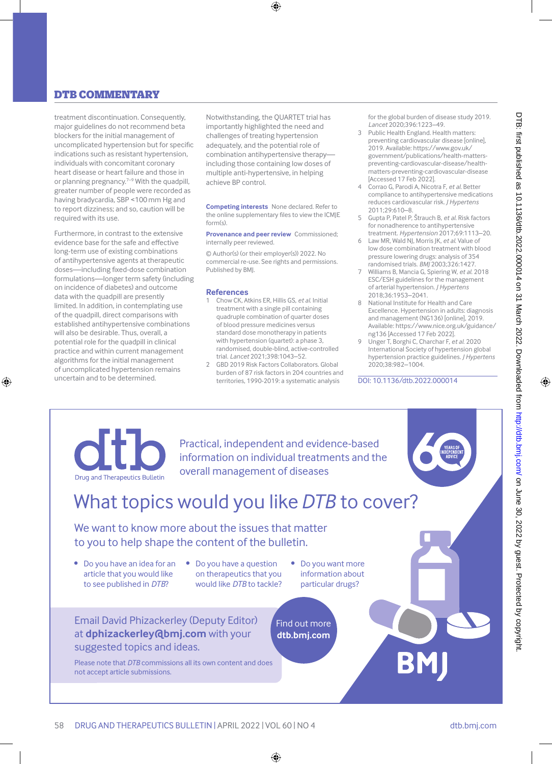treatment discontinuation. Consequently, major guidelines do not recommend beta blockers for the initial management of uncomplicated hypertension but for specific indications such as resistant hypertension, individuals with concomitant coronary heart disease or heart failure and those in or planning pregnancy.[7–9] With the quadpill, greater number of people were recorded as having bradycardia, SBP <100 mm Hg and to report dizziness; and so, caution will be required with its use.

Furthermore, in contrast to the extensive evidence base for the safe and effective long-term use of existing combinations of antihypertensive agents at therapeutic doses—including fixed-dose combination formulations—longer term safety (including on incidence of diabetes) and outcome data with the quadpill are presently limited. In addition, in contemplating use of the quadpill, direct comparisons with established antihypertensive combinations will also be desirable. Thus, overall, a potential role for the quadpill in clinical practice and within current management algorithms for the initial management of uncomplicated hypertension remains uncertain and to be determined.

Notwithstanding, the QUARTET trial has importantly highlighted the need and challenges of treating hypertension adequately, and the potential role of combination antihypertensive therapy—including those containing low doses of multiple anti-hypertensive, in helping achieve BP control.

**Competing interests** None declared. Refer to the online supplementary files to view the ICMJE form(s).

**Provenance and peer review** Commissioned; internally peer reviewed.

© Author(s) (or their employer(s)) 2022. No commercial re-use. See rights and permissions. Published by BMJ.

## References

1. Chow CK, Atkins ER, Hillis GS, *et al.* Initial treatment with a single pill containing quadruple combination of quarter doses of blood pressure medicines versus standard dose monotherapy in patients with hypertension (quartet): a phase 3, randomised, double-blind, active-controlled trial. *Lancet* 2021;398:1043–52.
2. GBD 2019 Risk Factors Collaborators. Global burden of 87 risk factors in 204 countries and territories, 1990-2019: a systematic analysis for the global burden of disease study 2019. *Lancet* 2020;396:1223–49.
3. Public Health England. Health matters: preventing cardiovascular disease [online], 2019. Available: https://www.gov.uk/government/publications/health-matters-preventing-cardiovascular-disease/health-matters-preventing-cardiovascular-disease [Accessed 17 Feb 2022].
4. Corrao G, Parodi A, Nicotra F, *et al.* Better compliance to antihypertensive medications reduces cardiovascular risk. *J Hypertens* 2011;29:610–8.
5. Gupta P, Patel P, Štrauch B, *et al.* Risk factors for nonadherence to antihypertensive treatment. *Hypertension* 2017;69:1113–20.
6. Law MR, Wald NJ, Morris JK, *et al.* Value of low dose combination treatment with blood pressure lowering drugs: analysis of 354 randomised trials. *BMJ* 2003;326:1427.
7. Williams B, Mancia G, Spiering W, *et al.* 2018 ESC/ESH guidelines for the management of arterial hypertension. *J Hypertens* 2018;36:1953–2041.
8. National Institute for Health and Care Excellence. Hypertension in adults: diagnosis and management (NG136) [online], 2019. Available: https://www.nice.org.uk/guidance/ng136 [Accessed 17 Feb 2022].
9. Unger T, Borghi C, Charchar F, *et al.* 2020 International Society of hypertension global hypertension practice guidelines. *J Hypertens* 2020;38:982–1004.

DOI: 10.1136/dtb.2022.000014

---

dtb Drug and Therapeutics Bulletin

Practical, independent and evidence-based information on individual treatments and the overall management of diseases

60 YEARS OF INDEPENDENT ADVICE

# What topics would you like *DTB* to cover?

We want to know more about the issues that matter to you to help shape the content of the bulletin.

- Do you have an idea for an article that you would like to see published in *DTB*?
- Do you have a question on therapeutics that you would like *DTB* to tackle?
- Do you want more information about particular drugs?

Email David Phizackerley (Deputy Editor) at **dphizackerley@bmj.com** with your suggested topics and ideas.

Please note that *DTB* commissions all its own content and does not accept article submissions.

Find out more **dtb.bmj.com**

BMJ